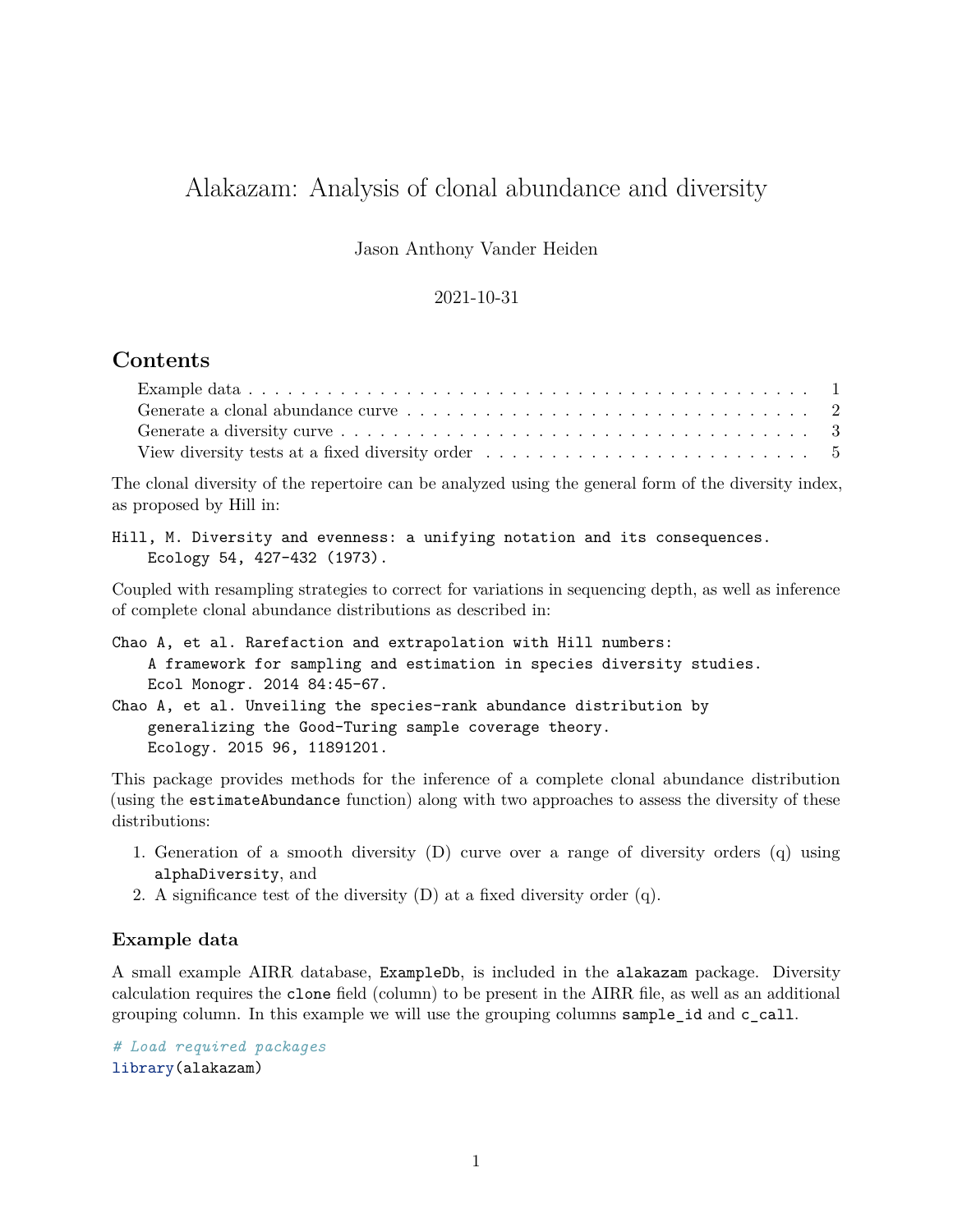# Alakazam: Analysis of clonal abundance and diversity

Jason Anthony Vander Heiden

2021-10-31

## Contents

- Example data . . . . . . . . . . . . . . . . . . . . . . . . . . . . . . . . . . . . . . . . . . . . 1
- Generate a clonal abundance curve . . . . . . . . . . . . . . . . . . . . . . . . . . . . . . . . 2
- Generate a diversity curve . . . . . . . . . . . . . . . . . . . . . . . . . . . . . . . . . . . . 3
- View diversity tests at a fixed diversity order . . . . . . . . . . . . . . . . . . . . . . . . . 5

The clonal diversity of the repertoire can be analyzed using the general form of the diversity index, as proposed by Hill in:

```
Hill, M. Diversity and evenness: a unifying notation and its consequences.
    Ecology 54, 427-432 (1973).
```

Coupled with resampling strategies to correct for variations in sequencing depth, as well as inference of complete clonal abundance distributions as described in:

```
Chao A, et al. Rarefaction and extrapolation with Hill numbers:
    A framework for sampling and estimation in species diversity studies.
    Ecol Monogr. 2014 84:45-67.
Chao A, et al. Unveiling the species-rank abundance distribution by
    generalizing the Good-Turing sample coverage theory.
    Ecology. 2015 96, 11891201.
```

This package provides methods for the inference of a complete clonal abundance distribution (using the `estimateAbundance` function) along with two approaches to assess the diversity of these distributions:

1. Generation of a smooth diversity (D) curve over a range of diversity orders (q) using `alphaDiversity`, and
2. A significance test of the diversity (D) at a fixed diversity order (q).

### Example data

A small example AIRR database, `ExampleDb`, is included in the `alakazam` package. Diversity calculation requires the `clone` field (column) to be present in the AIRR file, as well as an additional grouping column. In this example we will use the grouping columns `sample_id` and `c_call`.

```r
# Load required packages
library(alakazam)
```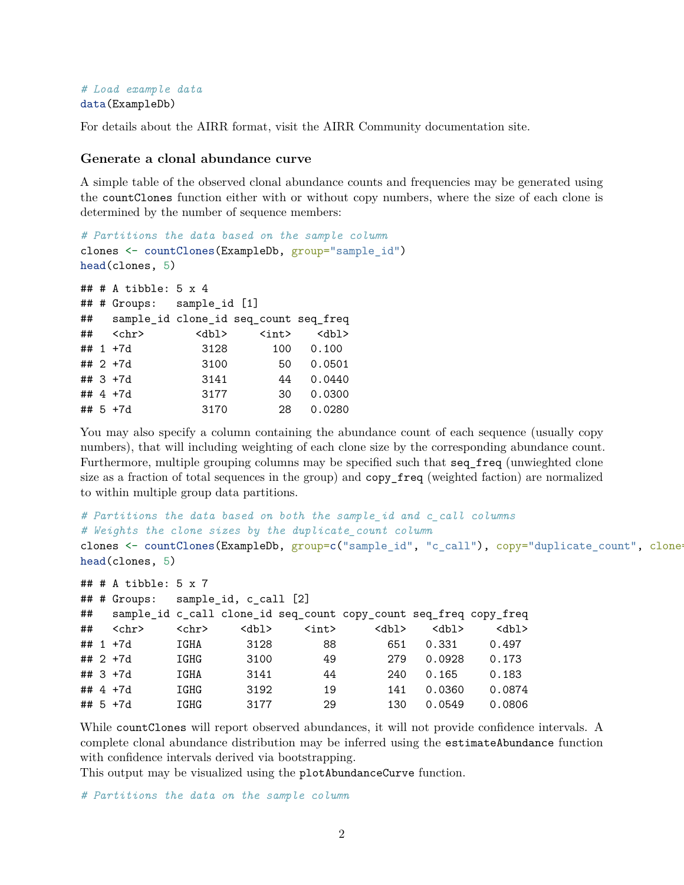```r
# Load example data
data(ExampleDb)
```

For details about the AIRR format, visit the AIRR Community documentation site.

### Generate a clonal abundance curve

A simple table of the observed clonal abundance counts and frequencies may be generated using the `countClones` function either with or without copy numbers, where the size of each clone is determined by the number of sequence members:

```r
# Partitions the data based on the sample column
clones <- countClones(ExampleDb, group="sample_id")
head(clones, 5)
```

```
## # A tibble: 5 x 4
## # Groups:   sample_id [1]
##   sample_id clone_id seq_count seq_freq
##   <chr>        <dbl>     <int>    <dbl>
## 1 +7d           3128       100   0.100
## 2 +7d           3100        50   0.0501
## 3 +7d           3141        44   0.0440
## 4 +7d           3177        30   0.0300
## 5 +7d           3170        28   0.0280
```

You may also specify a column containing the abundance count of each sequence (usually copy numbers), that will including weighting of each clone size by the corresponding abundance count. Furthermore, multiple grouping columns may be specified such that `seq_freq` (unwieghted clone size as a fraction of total sequences in the group) and `copy_freq` (weighted faction) are normalized to within multiple group data partitions.

```r
# Partitions the data based on both the sample_id and c_call columns
# Weights the clone sizes by the duplicate_count column
clones <- countClones(ExampleDb, group=c("sample_id", "c_call"), copy="duplicate_count", clone=
head(clones, 5)
```

```
## # A tibble: 5 x 7
## # Groups:   sample_id, c_call [2]
##   sample_id c_call clone_id seq_count copy_count seq_freq copy_freq
##   <chr>     <chr>     <dbl>     <int>      <dbl>    <dbl>     <dbl>
## 1 +7d       IGHA       3128        88        651   0.331     0.497
## 2 +7d       IGHG       3100        49        279   0.0928    0.173
## 3 +7d       IGHA       3141        44        240   0.165     0.183
## 4 +7d       IGHG       3192        19        141   0.0360    0.0874
## 5 +7d       IGHG       3177        29        130   0.0549    0.0806
```

While `countClones` will report observed abundances, it will not provide confidence intervals. A complete clonal abundance distribution may be inferred using the `estimateAbundance` function with confidence intervals derived via bootstrapping.
This output may be visualized using the `plotAbundanceCurve` function.

```r
# Partitions the data on the sample column
```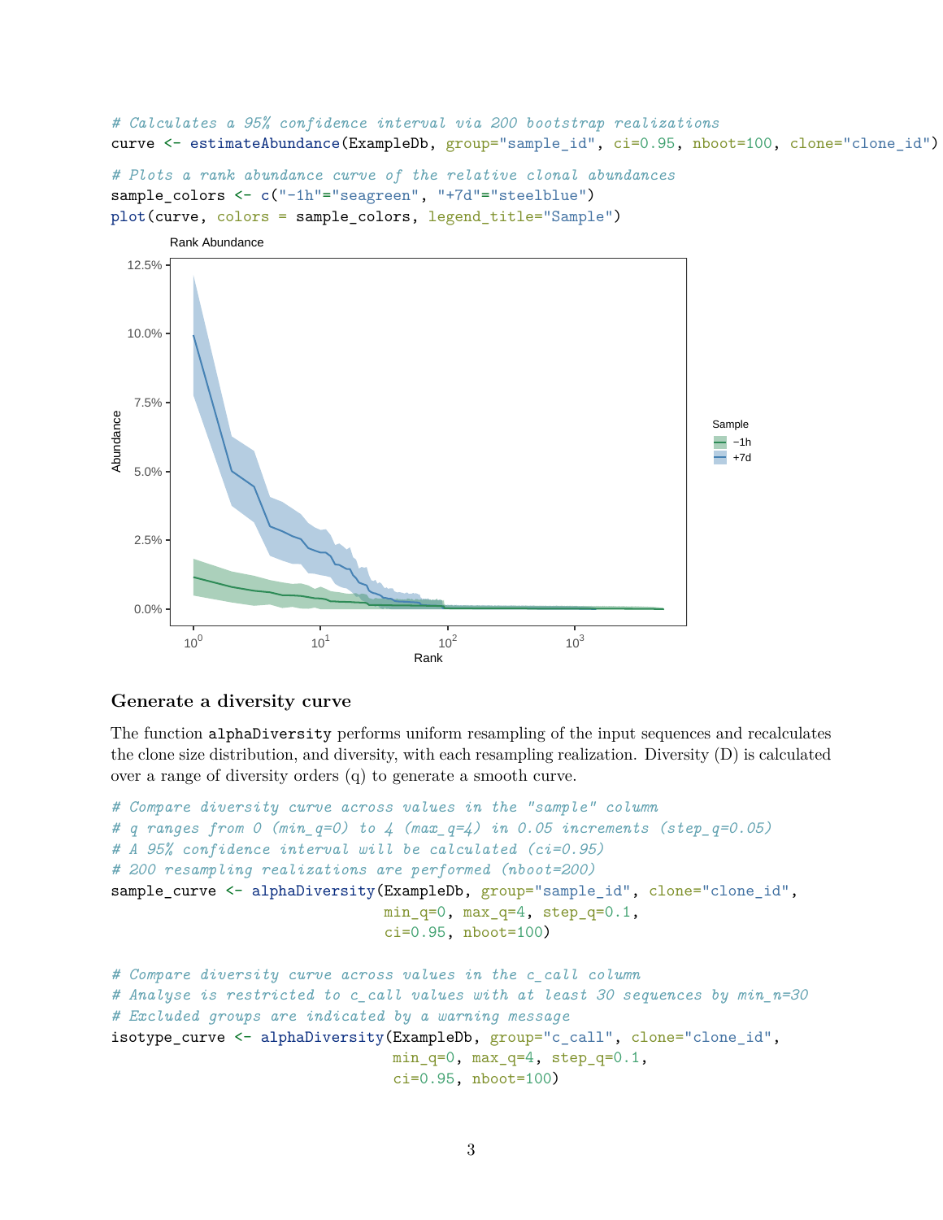```
# Calculates a 95% confidence interval via 200 bootstrap realizations
curve <- estimateAbundance(ExampleDb, group="sample_id", ci=0.95, nboot=100, clone="clone_id")
```

```
# Plots a rank abundance curve of the relative clonal abundances
sample_colors <- c("-1h"="seagreen", "+7d"="steelblue")
plot(curve, colors = sample_colors, legend_title="Sample")
```

### Generate a diversity curve

The function `alphaDiversity` performs uniform resampling of the input sequences and recalculates the clone size distribution, and diversity, with each resampling realization. Diversity (D) is calculated over a range of diversity orders (q) to generate a smooth curve.

```
# Compare diversity curve across values in the "sample" column
# q ranges from 0 (min_q=0) to 4 (max_q=4) in 0.05 increments (step_q=0.05)
# A 95% confidence interval will be calculated (ci=0.95)
# 200 resampling realizations are performed (nboot=200)
sample_curve <- alphaDiversity(ExampleDb, group="sample_id", clone="clone_id",
                               min_q=0, max_q=4, step_q=0.1,
                               ci=0.95, nboot=100)

# Compare diversity curve across values in the c_call column
# Analyse is restricted to c_call values with at least 30 sequences by min_n=30
# Excluded groups are indicated by a warning message
isotype_curve <- alphaDiversity(ExampleDb, group="c_call", clone="clone_id",
                                min_q=0, max_q=4, step_q=0.1,
                                ci=0.95, nboot=100)
```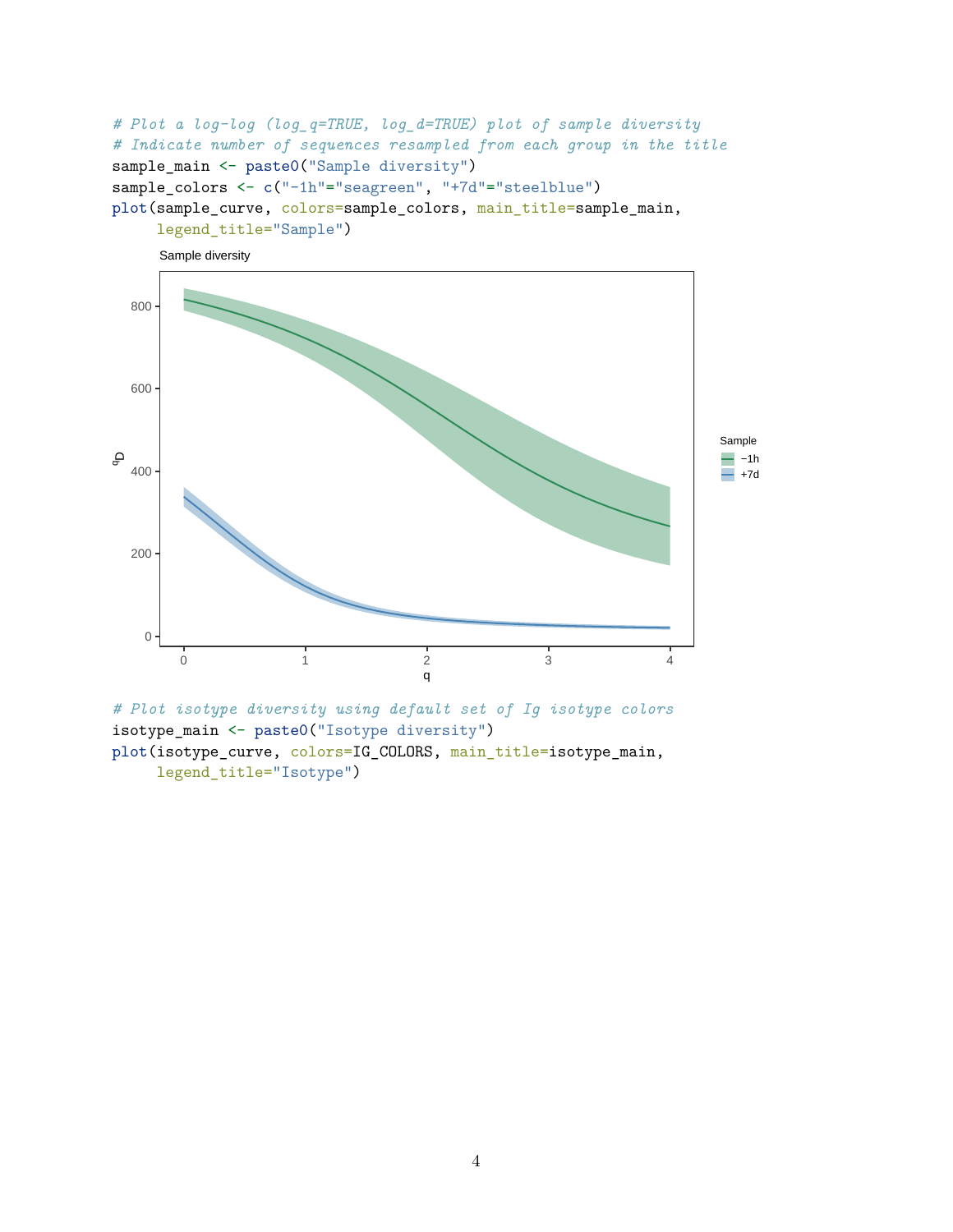```r
# Plot a log-log (log_q=TRUE, log_d=TRUE) plot of sample diversity
# Indicate number of sequences resampled from each group in the title
sample_main <- paste0("Sample diversity")
sample_colors <- c("-1h"="seagreen", "+7d"="steelblue")
plot(sample_curve, colors=sample_colors, main_title=sample_main,
     legend_title="Sample")
```

```r
# Plot isotype diversity using default set of Ig isotype colors
isotype_main <- paste0("Isotype diversity")
plot(isotype_curve, colors=IG_COLORS, main_title=isotype_main,
     legend_title="Isotype")
```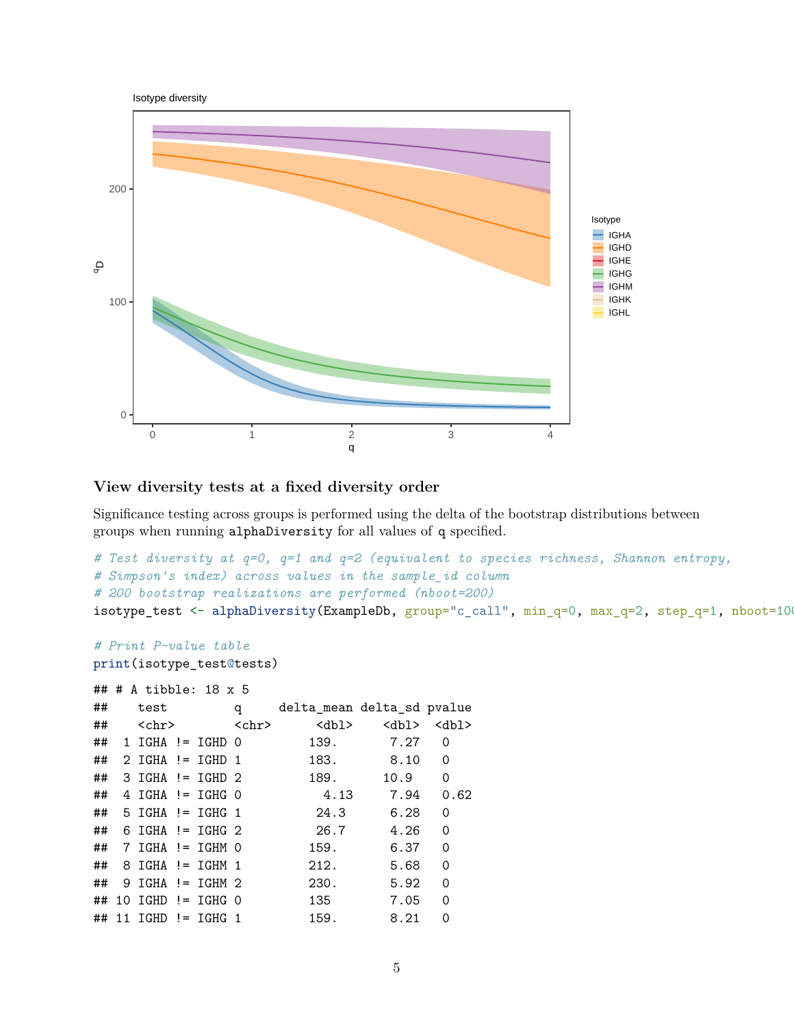### View diversity tests at a fixed diversity order

Significance testing across groups is performed using the delta of the bootstrap distributions between groups when running `alphaDiversity` for all values of `q` specified.

```
# Test diversity at q=0, q=1 and q=2 (equivalent to species richness, Shannon entropy,
# Simpson's index) across values in the sample_id column
# 200 bootstrap realizations are performed (nboot=200)
isotype_test <- alphaDiversity(ExampleDb, group="c_call", min_q=0, max_q=2, step_q=1, nboot=10

# Print P-value table
print(isotype_test@tests)
```

```
## # A tibble: 18 x 5
##    test         q     delta_mean delta_sd pvalue
##    <chr>        <chr>      <dbl>    <dbl>  <dbl>
##  1 IGHA != IGHD 0         139.       7.27   0
##  2 IGHA != IGHD 1         183.       8.10   0
##  3 IGHA != IGHD 2         189.      10.9    0
##  4 IGHA != IGHG 0           4.13     7.94   0.62
##  5 IGHA != IGHG 1          24.3      6.28   0
##  6 IGHA != IGHG 2          26.7      4.26   0
##  7 IGHA != IGHM 0         159.       6.37   0
##  8 IGHA != IGHM 1         212.       5.68   0
##  9 IGHA != IGHM 2         230.       5.92   0
## 10 IGHD != IGHG 0         135        7.05   0
## 11 IGHD != IGHG 1         159.       8.21   0
```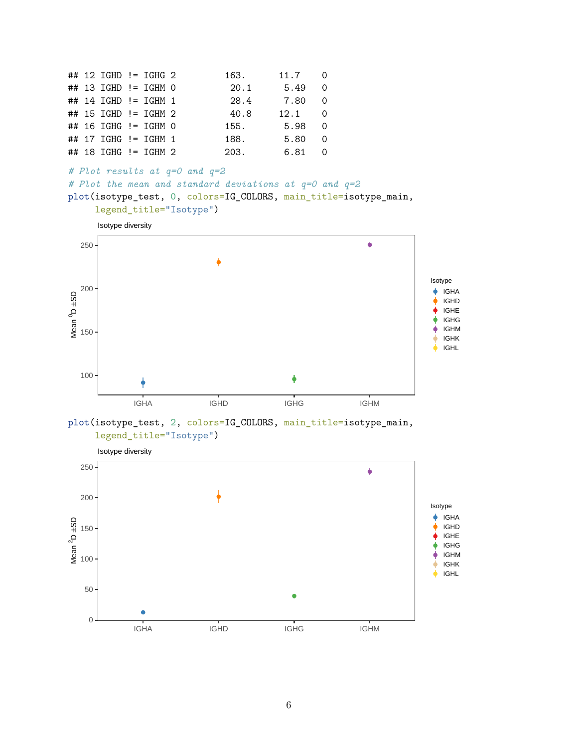```
## 12 IGHD != IGHG 2         163.      11.7    0
## 13 IGHD != IGHM 0          20.1      5.49   0
## 14 IGHD != IGHM 1          28.4      7.80   0
## 15 IGHD != IGHM 2          40.8     12.1    0
## 16 IGHG != IGHM 0         155.       5.98   0
## 17 IGHG != IGHM 1         188.       5.80   0
## 18 IGHG != IGHM 2         203.       6.81   0
```

```
# Plot results at q=0 and q=2
# Plot the mean and standard deviations at q=0 and q=2
plot(isotype_test, 0, colors=IG_COLORS, main_title=isotype_main,
     legend_title="Isotype")
```

Isotype diversity

Mean $^{0}$D ±SD

250
200
150
100

IGHA
IGHD
IGHG
IGHM

Isotype
IGHA
IGHD
IGHE
IGHG
IGHM
IGHK
IGHL

```
plot(isotype_test, 2, colors=IG_COLORS, main_title=isotype_main,
     legend_title="Isotype")
```

Isotype diversity

Mean $^{2}$D ±SD

250
200
150
100
50
0

IGHA
IGHD
IGHG
IGHM

Isotype
IGHA
IGHD
IGHE
IGHG
IGHM
IGHK
IGHL